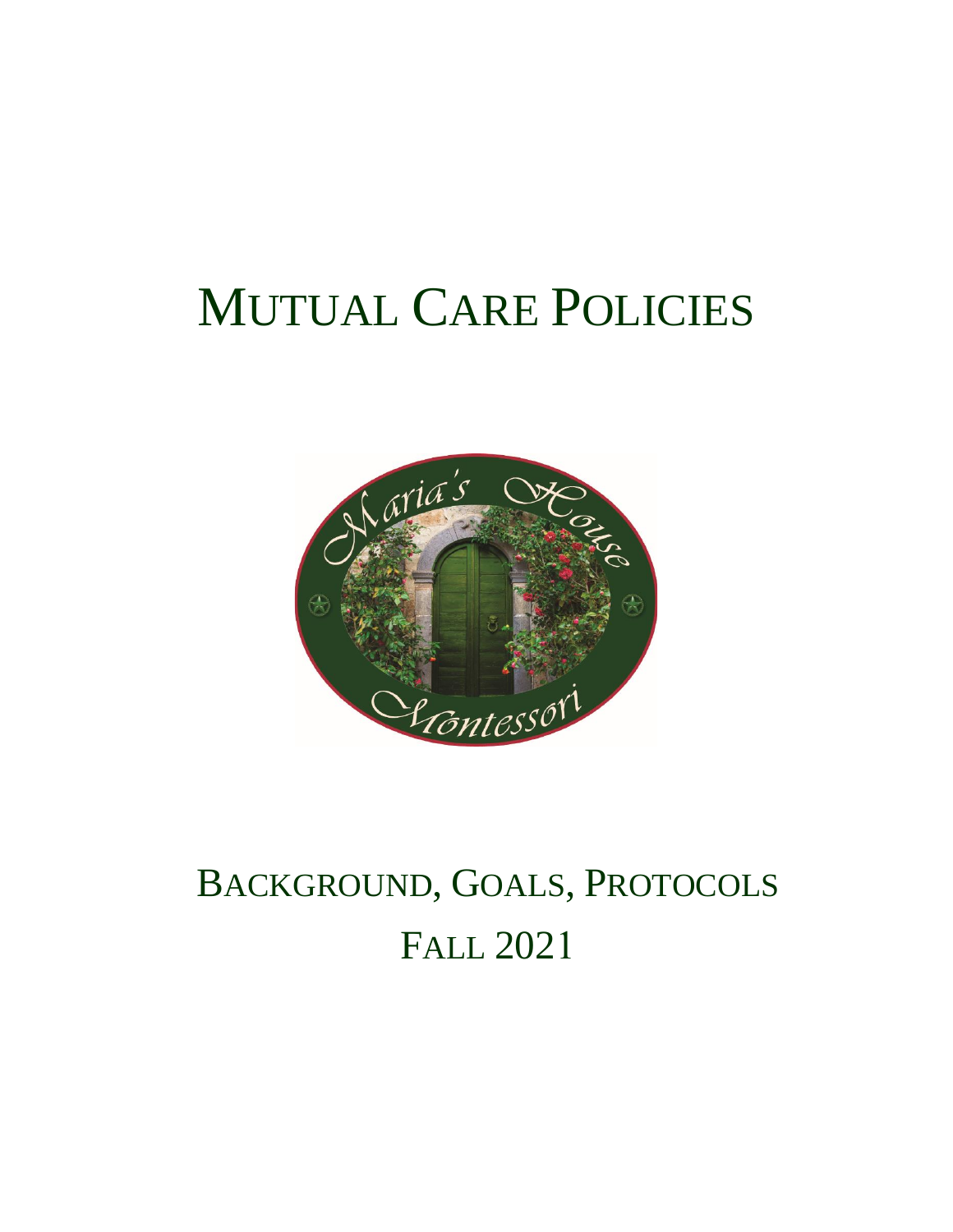# MUTUAL CARE POLICIES

## BACKGROUND, GOALS, PROTOCOLS

## FALL 2021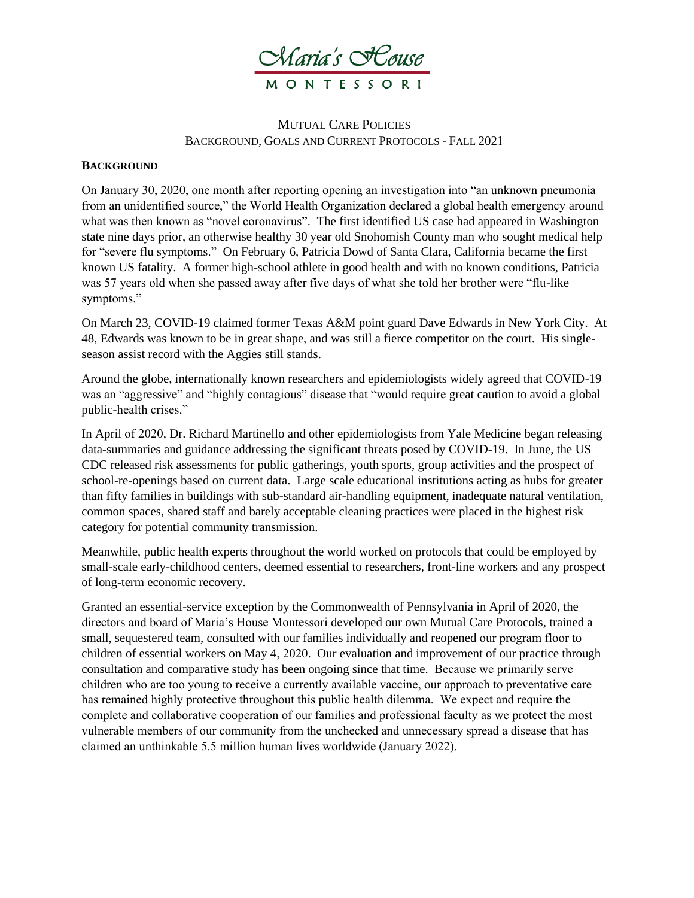Maria's House

MONTESSORI

MUTUAL CARE POLICIES
BACKGROUND, GOALS AND CURRENT PROTOCOLS - FALL 2021

**BACKGROUND**

On January 30, 2020, one month after reporting opening an investigation into "an unknown pneumonia from an unidentified source," the World Health Organization declared a global health emergency around what was then known as "novel coronavirus". The first identified US case had appeared in Washington state nine days prior, an otherwise healthy 30 year old Snohomish County man who sought medical help for "severe flu symptoms." On February 6, Patricia Dowd of Santa Clara, California became the first known US fatality. A former high-school athlete in good health and with no known conditions, Patricia was 57 years old when she passed away after five days of what she told her brother were "flu-like symptoms."

On March 23, COVID-19 claimed former Texas A&M point guard Dave Edwards in New York City. At 48, Edwards was known to be in great shape, and was still a fierce competitor on the court. His single-season assist record with the Aggies still stands.

Around the globe, internationally known researchers and epidemiologists widely agreed that COVID-19 was an "aggressive" and "highly contagious" disease that "would require great caution to avoid a global public-health crises."

In April of 2020, Dr. Richard Martinello and other epidemiologists from Yale Medicine began releasing data-summaries and guidance addressing the significant threats posed by COVID-19. In June, the US CDC released risk assessments for public gatherings, youth sports, group activities and the prospect of school-re-openings based on current data. Large scale educational institutions acting as hubs for greater than fifty families in buildings with sub-standard air-handling equipment, inadequate natural ventilation, common spaces, shared staff and barely acceptable cleaning practices were placed in the highest risk category for potential community transmission.

Meanwhile, public health experts throughout the world worked on protocols that could be employed by small-scale early-childhood centers, deemed essential to researchers, front-line workers and any prospect of long-term economic recovery.

Granted an essential-service exception by the Commonwealth of Pennsylvania in April of 2020, the directors and board of Maria's House Montessori developed our own Mutual Care Protocols, trained a small, sequestered team, consulted with our families individually and reopened our program floor to children of essential workers on May 4, 2020. Our evaluation and improvement of our practice through consultation and comparative study has been ongoing since that time. Because we primarily serve children who are too young to receive a currently available vaccine, our approach to preventative care has remained highly protective throughout this public health dilemma. We expect and require the complete and collaborative cooperation of our families and professional faculty as we protect the most vulnerable members of our community from the unchecked and unnecessary spread a disease that has claimed an unthinkable 5.5 million human lives worldwide (January 2022).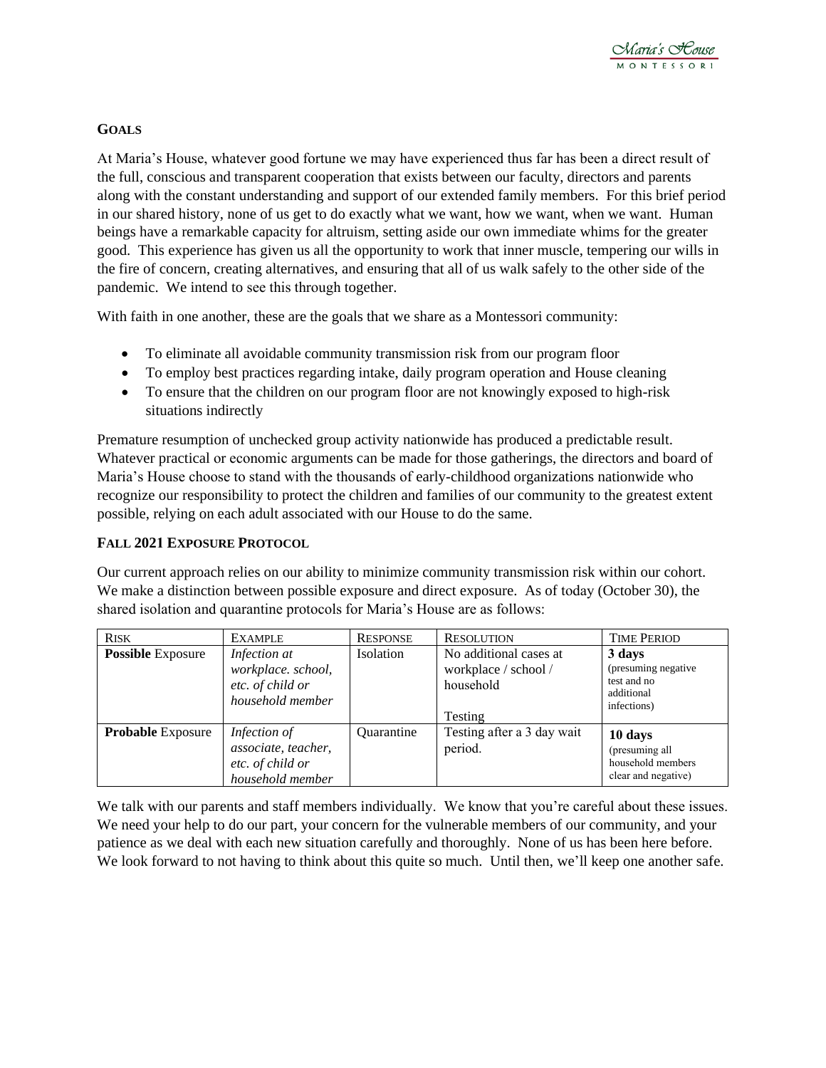## GOALS

At Maria's House, whatever good fortune we may have experienced thus far has been a direct result of the full, conscious and transparent cooperation that exists between our faculty, directors and parents along with the constant understanding and support of our extended family members. For this brief period in our shared history, none of us get to do exactly what we want, how we want, when we want. Human beings have a remarkable capacity for altruism, setting aside our own immediate whims for the greater good. This experience has given us all the opportunity to work that inner muscle, tempering our wills in the fire of concern, creating alternatives, and ensuring that all of us walk safely to the other side of the pandemic. We intend to see this through together.

With faith in one another, these are the goals that we share as a Montessori community:

- To eliminate all avoidable community transmission risk from our program floor
- To employ best practices regarding intake, daily program operation and House cleaning
- To ensure that the children on our program floor are not knowingly exposed to high-risk situations indirectly

Premature resumption of unchecked group activity nationwide has produced a predictable result. Whatever practical or economic arguments can be made for those gatherings, the directors and board of Maria's House choose to stand with the thousands of early-childhood organizations nationwide who recognize our responsibility to protect the children and families of our community to the greatest extent possible, relying on each adult associated with our House to do the same.

## FALL 2021 EXPOSURE PROTOCOL

Our current approach relies on our ability to minimize community transmission risk within our cohort. We make a distinction between possible exposure and direct exposure. As of today (October 30), the shared isolation and quarantine protocols for Maria's House are as follows:

| RISK | EXAMPLE | RESPONSE | RESOLUTION | TIME PERIOD |
| --- | --- | --- | --- | --- |
| **Possible** Exposure | *Infection at workplace. school, etc. of child or household member* | Isolation | No additional cases at workplace / school / household<br><br>Testing | **3 days** (presuming negative test and no additional infections) |
| **Probable** Exposure | *Infection of associate, teacher, etc. of child or household member* | Quarantine | Testing after a 3 day wait period. | **10 days** (presuming all household members clear and negative) |

We talk with our parents and staff members individually. We know that you're careful about these issues. We need your help to do our part, your concern for the vulnerable members of our community, and your patience as we deal with each new situation carefully and thoroughly. None of us has been here before. We look forward to not having to think about this quite so much. Until then, we'll keep one another safe.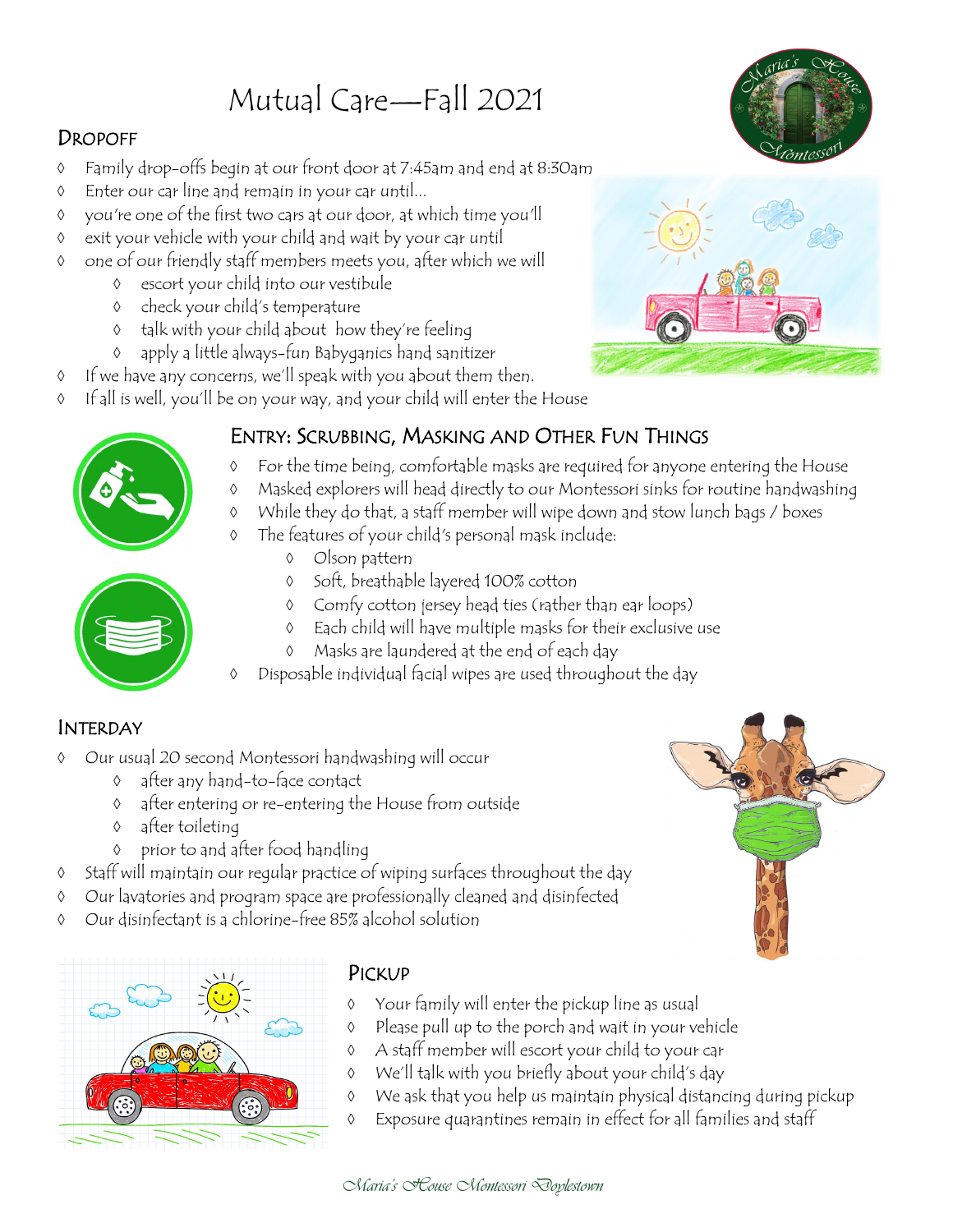# Mutual Care—Fall 2021

## Dropoff

- Family drop-offs begin at our front door at 7:45am and end at 8:30am
- Enter our car line and remain in your car until...
- you're one of the first two cars at our door, at which time you'll
- exit your vehicle with your child and wait by your car until
- one of our friendly staff members meets you, after which we will
  - escort your child into our vestibule
  - check your child's temperature
  - talk with your child about how they're feeling
  - apply a little always-fun Babyganics hand sanitizer
- If we have any concerns, we'll speak with you about them then.
- If all is well, you'll be on your way, and your child will enter the House

## Entry: Scrubbing, Masking and Other Fun Things

- For the time being, comfortable masks are required for anyone entering the House
- Masked explorers will head directly to our Montessori sinks for routine handwashing
- While they do that, a staff member will wipe down and stow lunch bags / boxes
- The features of your child's personal mask include:
  - Olson pattern
  - Soft, breathable layered 100% cotton
  - Comfy cotton jersey head ties (rather than ear loops)
  - Each child will have multiple masks for their exclusive use
  - Masks are laundered at the end of each day
- Disposable individual facial wipes are used throughout the day

## Interday

- Our usual 20 second Montessori handwashing will occur
  - after any hand-to-face contact
  - after entering or re-entering the House from outside
  - after toileting
  - prior to and after food handling
- Staff will maintain our regular practice of wiping surfaces throughout the day
- Our lavatories and program space are professionally cleaned and disinfected
- Our disinfectant is a chlorine-free 85% alcohol solution

## Pickup

- Your family will enter the pickup line as usual
- Please pull up to the porch and wait in your vehicle
- A staff member will escort your child to your car
- We'll talk with you briefly about your child's day
- We ask that you help us maintain physical distancing during pickup
- Exposure quarantines remain in effect for all families and staff

*Maria's House Montessori Doylestown*